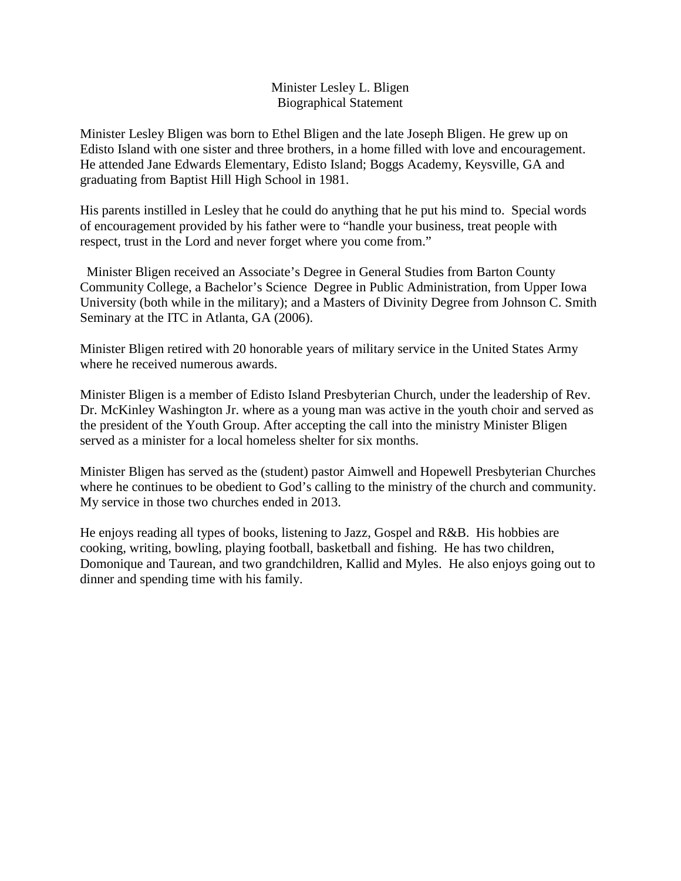# Minister Lesley L. Bligen
## Biographical Statement

Minister Lesley Bligen was born to Ethel Bligen and the late Joseph Bligen. He grew up on Edisto Island with one sister and three brothers, in a home filled with love and encouragement. He attended Jane Edwards Elementary, Edisto Island; Boggs Academy, Keysville, GA and graduating from Baptist Hill High School in 1981.

His parents instilled in Lesley that he could do anything that he put his mind to. Special words of encouragement provided by his father were to "handle your business, treat people with respect, trust in the Lord and never forget where you come from."

Minister Bligen received an Associate's Degree in General Studies from Barton County Community College, a Bachelor's Science Degree in Public Administration, from Upper Iowa University (both while in the military); and a Masters of Divinity Degree from Johnson C. Smith Seminary at the ITC in Atlanta, GA (2006).

Minister Bligen retired with 20 honorable years of military service in the United States Army where he received numerous awards.

Minister Bligen is a member of Edisto Island Presbyterian Church, under the leadership of Rev. Dr. McKinley Washington Jr. where as a young man was active in the youth choir and served as the president of the Youth Group. After accepting the call into the ministry Minister Bligen served as a minister for a local homeless shelter for six months.

Minister Bligen has served as the (student) pastor Aimwell and Hopewell Presbyterian Churches where he continues to be obedient to God's calling to the ministry of the church and community. My service in those two churches ended in 2013.

He enjoys reading all types of books, listening to Jazz, Gospel and R&B. His hobbies are cooking, writing, bowling, playing football, basketball and fishing. He has two children, Domonique and Taurean, and two grandchildren, Kallid and Myles. He also enjoys going out to dinner and spending time with his family.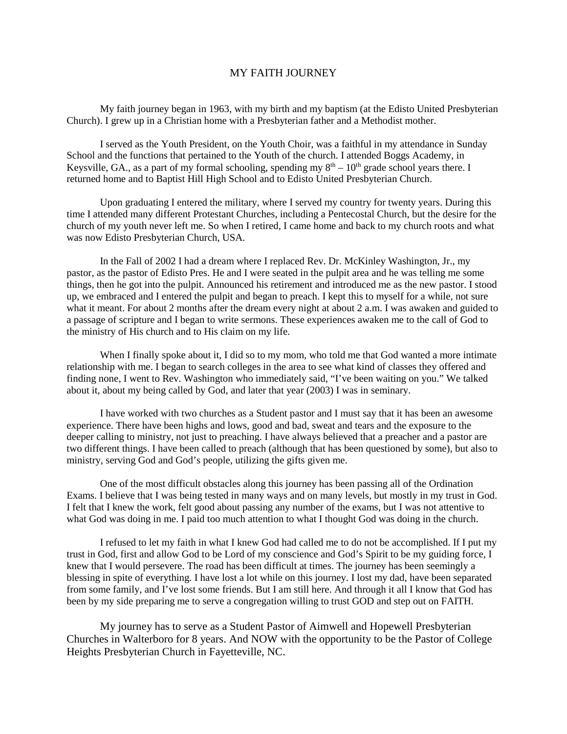# MY FAITH JOURNEY

My faith journey began in 1963, with my birth and my baptism (at the Edisto United Presbyterian Church). I grew up in a Christian home with a Presbyterian father and a Methodist mother.

I served as the Youth President, on the Youth Choir, was a faithful in my attendance in Sunday School and the functions that pertained to the Youth of the church. I attended Boggs Academy, in Keysville, GA., as a part of my formal schooling, spending my 8th – 10th grade school years there. I returned home and to Baptist Hill High School and to Edisto United Presbyterian Church.

Upon graduating I entered the military, where I served my country for twenty years. During this time I attended many different Protestant Churches, including a Pentecostal Church, but the desire for the church of my youth never left me. So when I retired, I came home and back to my church roots and what was now Edisto Presbyterian Church, USA.

In the Fall of 2002 I had a dream where I replaced Rev. Dr. McKinley Washington, Jr., my pastor, as the pastor of Edisto Pres. He and I were seated in the pulpit area and he was telling me some things, then he got into the pulpit. Announced his retirement and introduced me as the new pastor. I stood up, we embraced and I entered the pulpit and began to preach. I kept this to myself for a while, not sure what it meant. For about 2 months after the dream every night at about 2 a.m. I was awaken and guided to a passage of scripture and I began to write sermons. These experiences awaken me to the call of God to the ministry of His church and to His claim on my life.

When I finally spoke about it, I did so to my mom, who told me that God wanted a more intimate relationship with me. I began to search colleges in the area to see what kind of classes they offered and finding none, I went to Rev. Washington who immediately said, "I've been waiting on you." We talked about it, about my being called by God, and later that year (2003) I was in seminary.

I have worked with two churches as a Student pastor and I must say that it has been an awesome experience. There have been highs and lows, good and bad, sweat and tears and the exposure to the deeper calling to ministry, not just to preaching. I have always believed that a preacher and a pastor are two different things. I have been called to preach (although that has been questioned by some), but also to ministry, serving God and God's people, utilizing the gifts given me.

One of the most difficult obstacles along this journey has been passing all of the Ordination Exams. I believe that I was being tested in many ways and on many levels, but mostly in my trust in God. I felt that I knew the work, felt good about passing any number of the exams, but I was not attentive to what God was doing in me. I paid too much attention to what I thought God was doing in the church.

I refused to let my faith in what I knew God had called me to do not be accomplished. If I put my trust in God, first and allow God to be Lord of my conscience and God's Spirit to be my guiding force, I knew that I would persevere. The road has been difficult at times. The journey has been seemingly a blessing in spite of everything. I have lost a lot while on this journey. I lost my dad, have been separated from some family, and I've lost some friends. But I am still here. And through it all I know that God has been by my side preparing me to serve a congregation willing to trust GOD and step out on FAITH.

My journey has to serve as a Student Pastor of Aimwell and Hopewell Presbyterian Churches in Walterboro for 8 years. And NOW with the opportunity to be the Pastor of College Heights Presbyterian Church in Fayetteville, NC.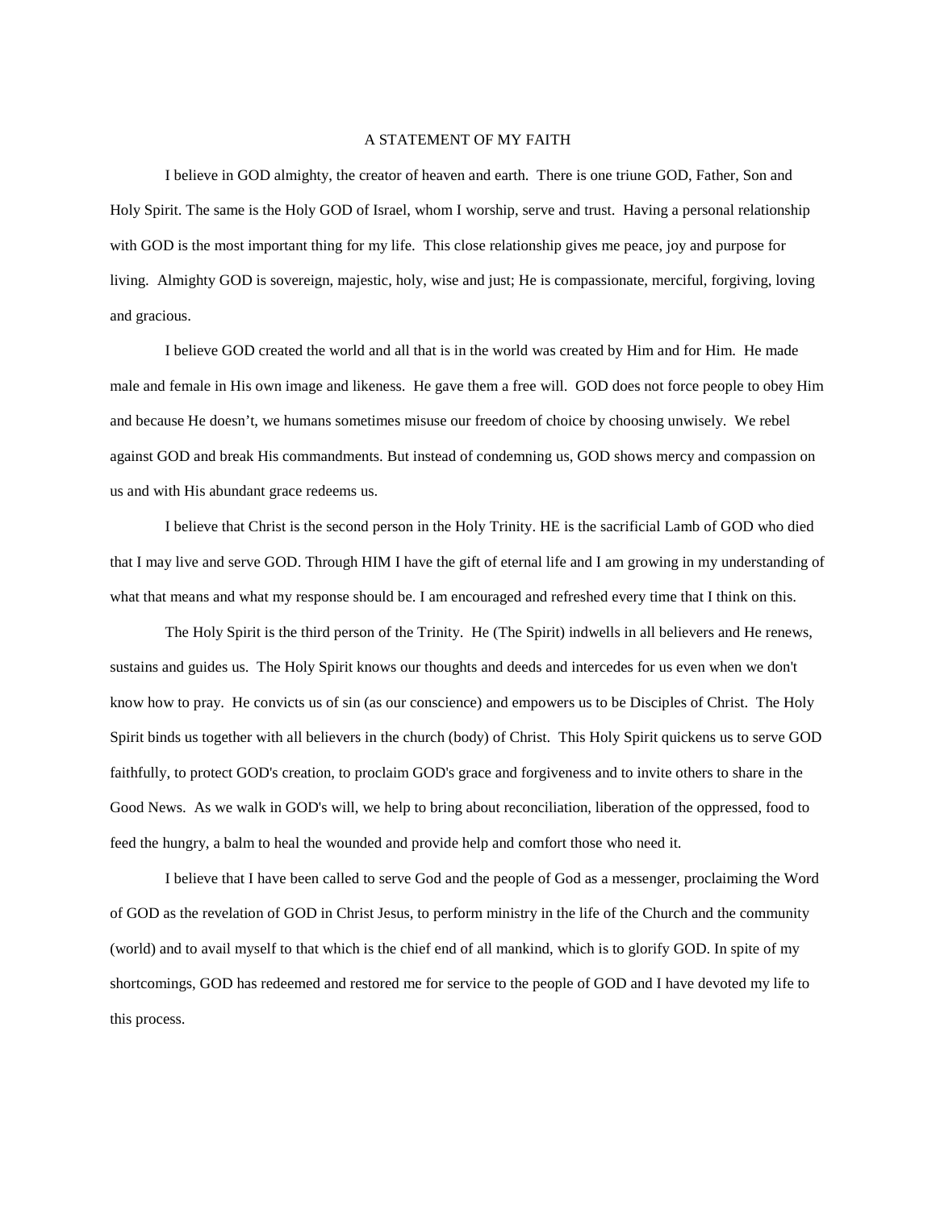# A STATEMENT OF MY FAITH

I believe in GOD almighty, the creator of heaven and earth. There is one triune GOD, Father, Son and Holy Spirit. The same is the Holy GOD of Israel, whom I worship, serve and trust. Having a personal relationship with GOD is the most important thing for my life. This close relationship gives me peace, joy and purpose for living. Almighty GOD is sovereign, majestic, holy, wise and just; He is compassionate, merciful, forgiving, loving and gracious.

I believe GOD created the world and all that is in the world was created by Him and for Him. He made male and female in His own image and likeness. He gave them a free will. GOD does not force people to obey Him and because He doesn't, we humans sometimes misuse our freedom of choice by choosing unwisely. We rebel against GOD and break His commandments. But instead of condemning us, GOD shows mercy and compassion on us and with His abundant grace redeems us.

I believe that Christ is the second person in the Holy Trinity. HE is the sacrificial Lamb of GOD who died that I may live and serve GOD. Through HIM I have the gift of eternal life and I am growing in my understanding of what that means and what my response should be. I am encouraged and refreshed every time that I think on this.

The Holy Spirit is the third person of the Trinity. He (The Spirit) indwells in all believers and He renews, sustains and guides us. The Holy Spirit knows our thoughts and deeds and intercedes for us even when we don't know how to pray. He convicts us of sin (as our conscience) and empowers us to be Disciples of Christ. The Holy Spirit binds us together with all believers in the church (body) of Christ. This Holy Spirit quickens us to serve GOD faithfully, to protect GOD's creation, to proclaim GOD's grace and forgiveness and to invite others to share in the Good News. As we walk in GOD's will, we help to bring about reconciliation, liberation of the oppressed, food to feed the hungry, a balm to heal the wounded and provide help and comfort those who need it.

I believe that I have been called to serve God and the people of God as a messenger, proclaiming the Word of GOD as the revelation of GOD in Christ Jesus, to perform ministry in the life of the Church and the community (world) and to avail myself to that which is the chief end of all mankind, which is to glorify GOD. In spite of my shortcomings, GOD has redeemed and restored me for service to the people of GOD and I have devoted my life to this process.